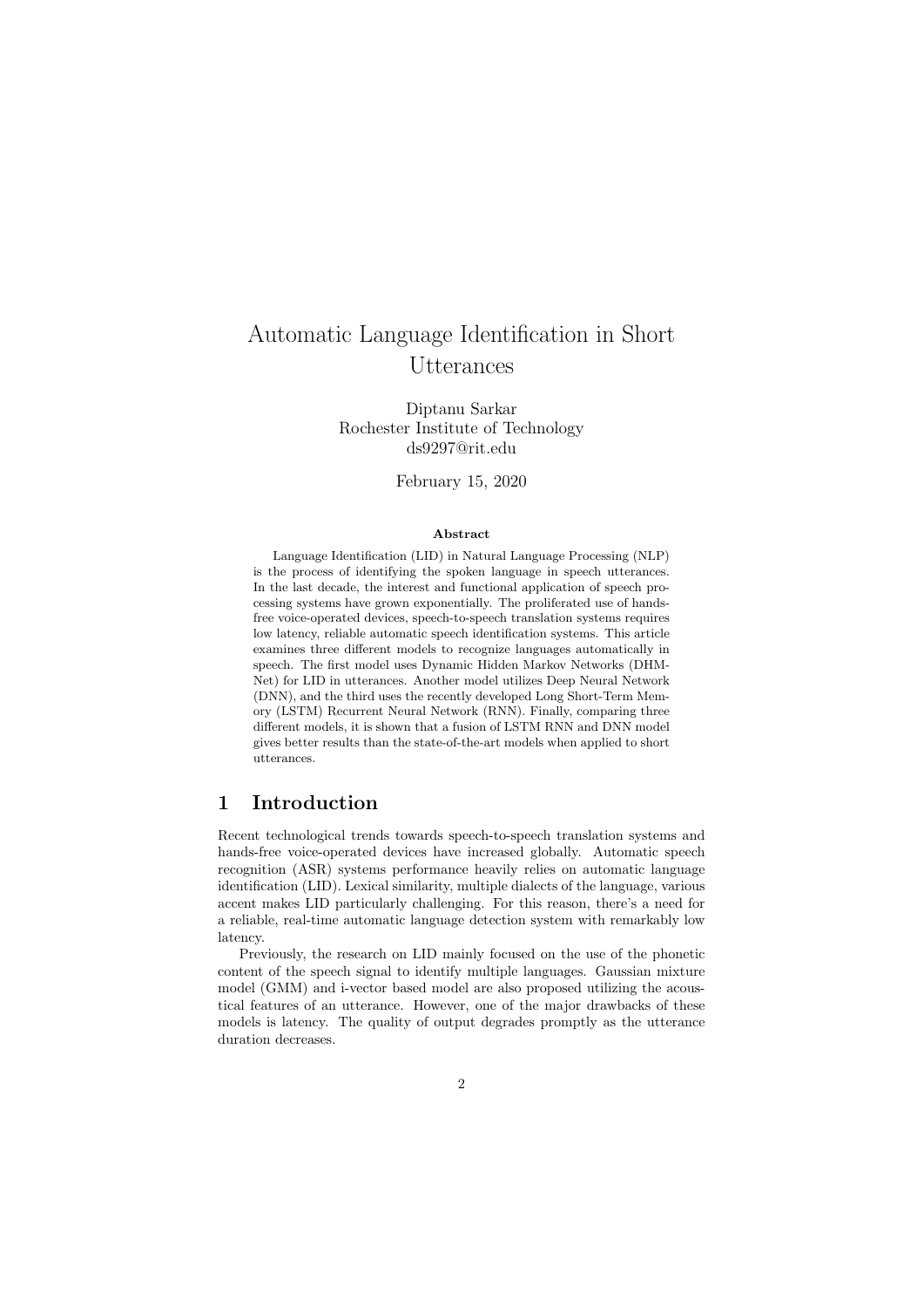# Automatic Language Identification in Short Utterances

Diptanu Sarkar
Rochester Institute of Technology
ds9297@rit.edu

February 15, 2020

### Abstract

Language Identification (LID) in Natural Language Processing (NLP) is the process of identifying the spoken language in speech utterances. In the last decade, the interest and functional application of speech processing systems have grown exponentially. The proliferated use of hands-free voice-operated devices, speech-to-speech translation systems requires low latency, reliable automatic speech identification systems. This article examines three different models to recognize languages automatically in speech. The first model uses Dynamic Hidden Markov Networks (DHM-Net) for LID in utterances. Another model utilizes Deep Neural Network (DNN), and the third uses the recently developed Long Short-Term Memory (LSTM) Recurrent Neural Network (RNN). Finally, comparing three different models, it is shown that a fusion of LSTM RNN and DNN model gives better results than the state-of-the-art models when applied to short utterances.

## 1 Introduction

Recent technological trends towards speech-to-speech translation systems and hands-free voice-operated devices have increased globally. Automatic speech recognition (ASR) systems performance heavily relies on automatic language identification (LID). Lexical similarity, multiple dialects of the language, various accent makes LID particularly challenging. For this reason, there's a need for a reliable, real-time automatic language detection system with remarkably low latency.

Previously, the research on LID mainly focused on the use of the phonetic content of the speech signal to identify multiple languages. Gaussian mixture model (GMM) and i-vector based model are also proposed utilizing the acoustical features of an utterance. However, one of the major drawbacks of these models is latency. The quality of output degrades promptly as the utterance duration decreases.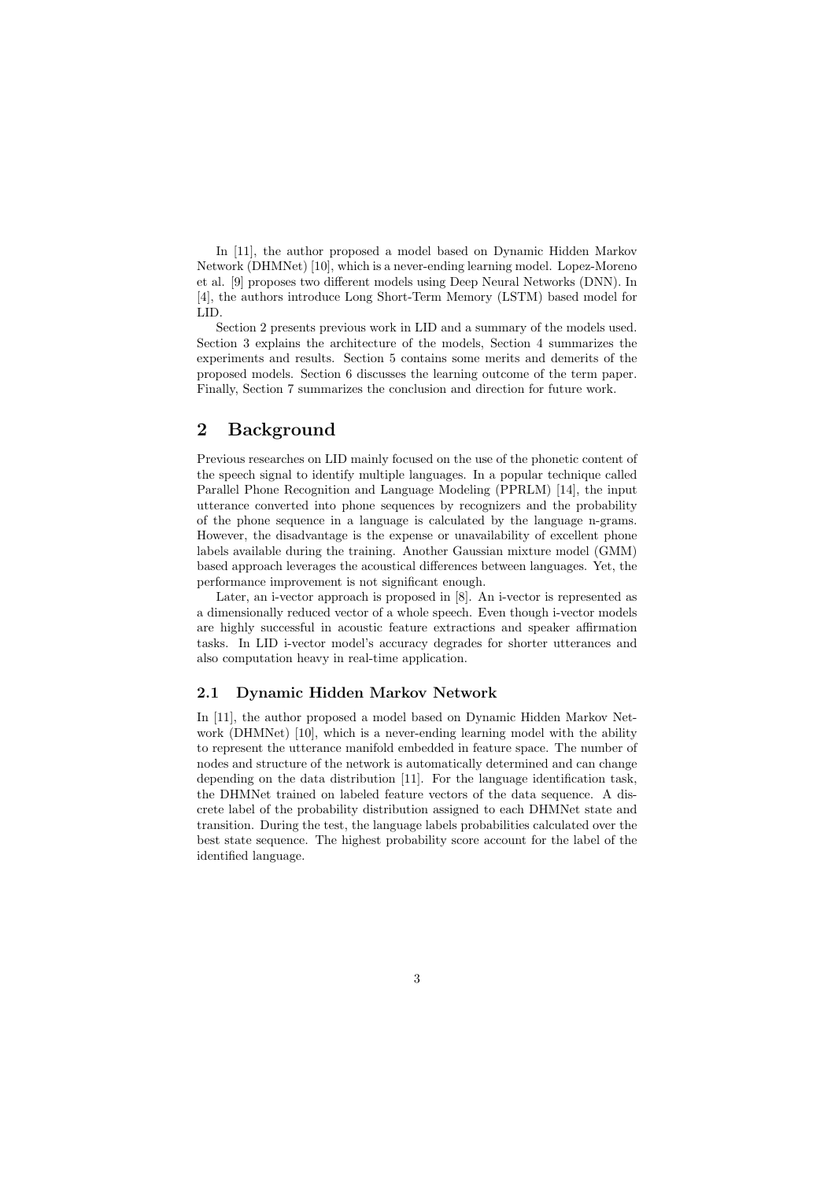In [11], the author proposed a model based on Dynamic Hidden Markov Network (DHMNet) [10], which is a never-ending learning model. Lopez-Moreno et al. [9] proposes two different models using Deep Neural Networks (DNN). In [4], the authors introduce Long Short-Term Memory (LSTM) based model for LID.

Section 2 presents previous work in LID and a summary of the models used. Section 3 explains the architecture of the models, Section 4 summarizes the experiments and results. Section 5 contains some merits and demerits of the proposed models. Section 6 discusses the learning outcome of the term paper. Finally, Section 7 summarizes the conclusion and direction for future work.

## 2 Background

Previous researches on LID mainly focused on the use of the phonetic content of the speech signal to identify multiple languages. In a popular technique called Parallel Phone Recognition and Language Modeling (PPRLM) [14], the input utterance converted into phone sequences by recognizers and the probability of the phone sequence in a language is calculated by the language n-grams. However, the disadvantage is the expense or unavailability of excellent phone labels available during the training. Another Gaussian mixture model (GMM) based approach leverages the acoustical differences between languages. Yet, the performance improvement is not significant enough.

Later, an i-vector approach is proposed in [8]. An i-vector is represented as a dimensionally reduced vector of a whole speech. Even though i-vector models are highly successful in acoustic feature extractions and speaker affirmation tasks. In LID i-vector model's accuracy degrades for shorter utterances and also computation heavy in real-time application.

### 2.1 Dynamic Hidden Markov Network

In [11], the author proposed a model based on Dynamic Hidden Markov Network (DHMNet) [10], which is a never-ending learning model with the ability to represent the utterance manifold embedded in feature space. The number of nodes and structure of the network is automatically determined and can change depending on the data distribution [11]. For the language identification task, the DHMNet trained on labeled feature vectors of the data sequence. A discrete label of the probability distribution assigned to each DHMNet state and transition. During the test, the language labels probabilities calculated over the best state sequence. The highest probability score account for the label of the identified language.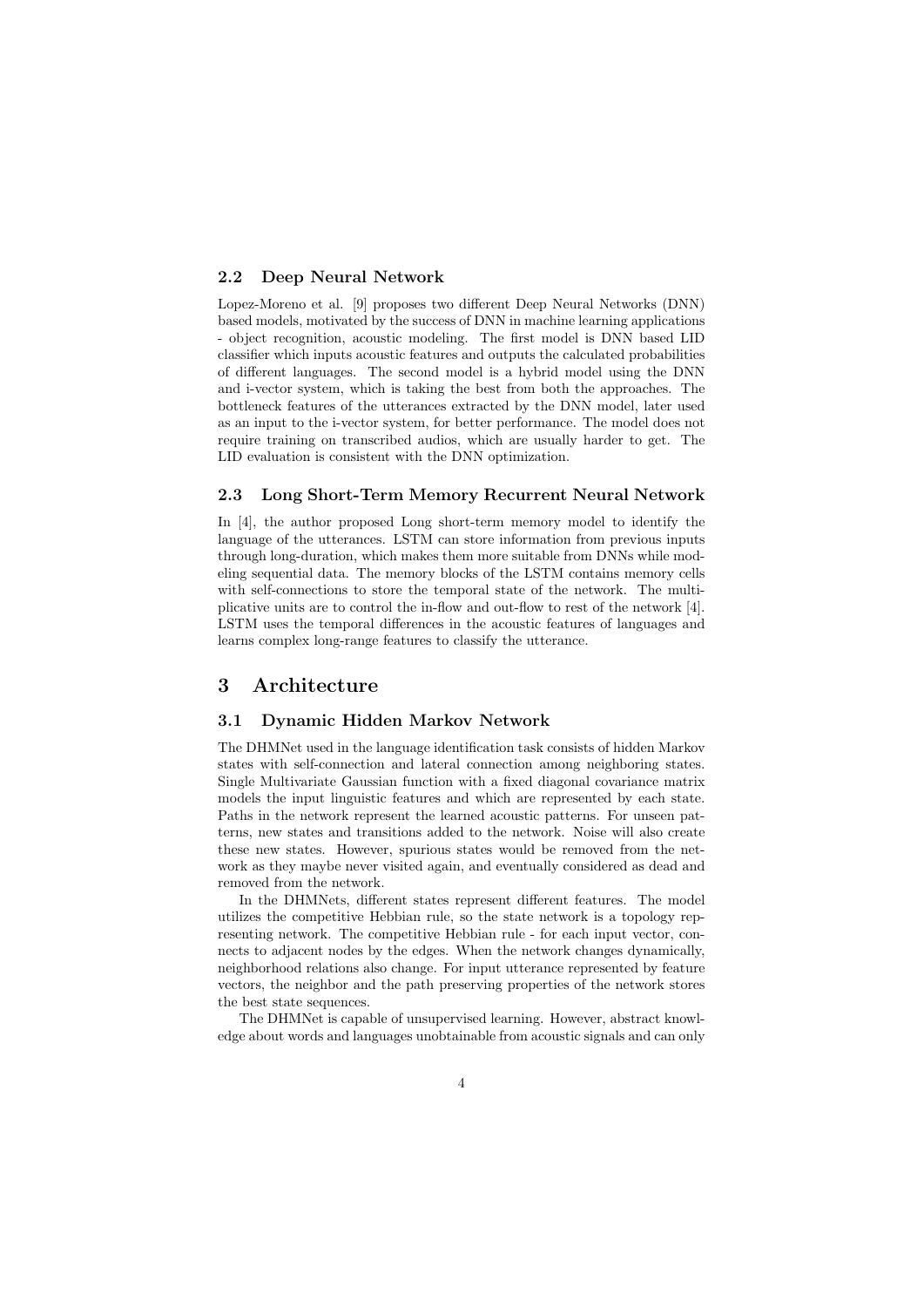### 2.2 Deep Neural Network

Lopez-Moreno et al. [9] proposes two different Deep Neural Networks (DNN) based models, motivated by the success of DNN in machine learning applications - object recognition, acoustic modeling. The first model is DNN based LID classifier which inputs acoustic features and outputs the calculated probabilities of different languages. The second model is a hybrid model using the DNN and i-vector system, which is taking the best from both the approaches. The bottleneck features of the utterances extracted by the DNN model, later used as an input to the i-vector system, for better performance. The model does not require training on transcribed audios, which are usually harder to get. The LID evaluation is consistent with the DNN optimization.

### 2.3 Long Short-Term Memory Recurrent Neural Network

In [4], the author proposed Long short-term memory model to identify the language of the utterances. LSTM can store information from previous inputs through long-duration, which makes them more suitable from DNNs while modeling sequential data. The memory blocks of the LSTM contains memory cells with self-connections to store the temporal state of the network. The multiplicative units are to control the in-flow and out-flow to rest of the network [4]. LSTM uses the temporal differences in the acoustic features of languages and learns complex long-range features to classify the utterance.

## 3 Architecture

### 3.1 Dynamic Hidden Markov Network

The DHMNet used in the language identification task consists of hidden Markov states with self-connection and lateral connection among neighboring states. Single Multivariate Gaussian function with a fixed diagonal covariance matrix models the input linguistic features and which are represented by each state. Paths in the network represent the learned acoustic patterns. For unseen patterns, new states and transitions added to the network. Noise will also create these new states. However, spurious states would be removed from the network as they maybe never visited again, and eventually considered as dead and removed from the network.

In the DHMNets, different states represent different features. The model utilizes the competitive Hebbian rule, so the state network is a topology representing network. The competitive Hebbian rule - for each input vector, connects to adjacent nodes by the edges. When the network changes dynamically, neighborhood relations also change. For input utterance represented by feature vectors, the neighbor and the path preserving properties of the network stores the best state sequences.

The DHMNet is capable of unsupervised learning. However, abstract knowledge about words and languages unobtainable from acoustic signals and can only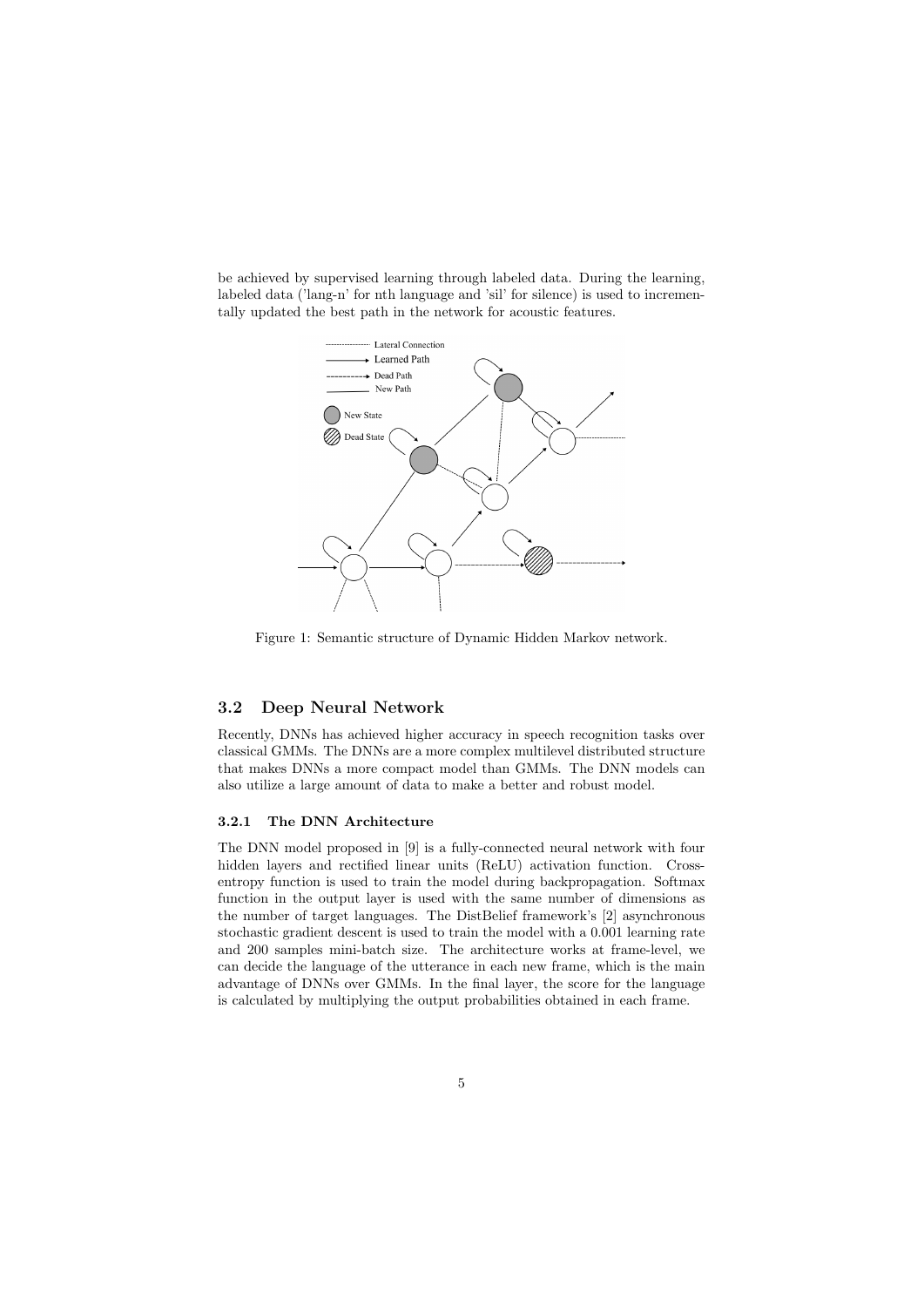be achieved by supervised learning through labeled data. During the learning, labeled data ('lang-n' for nth language and 'sil' for silence) is used to incrementally updated the best path in the network for acoustic features.

Figure 1: Semantic structure of Dynamic Hidden Markov network.

## 3.2 Deep Neural Network

Recently, DNNs has achieved higher accuracy in speech recognition tasks over classical GMMs. The DNNs are a more complex multilevel distributed structure that makes DNNs a more compact model than GMMs. The DNN models can also utilize a large amount of data to make a better and robust model.

### 3.2.1 The DNN Architecture

The DNN model proposed in [9] is a fully-connected neural network with four hidden layers and rectified linear units (ReLU) activation function. Cross-entropy function is used to train the model during backpropagation. Softmax function in the output layer is used with the same number of dimensions as the number of target languages. The DistBelief framework's [2] asynchronous stochastic gradient descent is used to train the model with a 0.001 learning rate and 200 samples mini-batch size. The architecture works at frame-level, we can decide the language of the utterance in each new frame, which is the main advantage of DNNs over GMMs. In the final layer, the score for the language is calculated by multiplying the output probabilities obtained in each frame.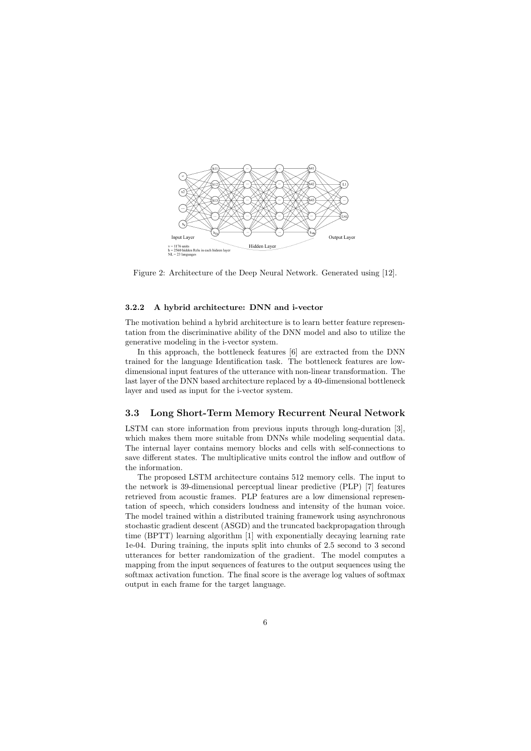Figure 2: Architecture of the Deep Neural Network. Generated using [12].

#### 3.2.2 A hybrid architecture: DNN and i-vector

The motivation behind a hybrid architecture is to learn better feature representation from the discriminative ability of the DNN model and also to utilize the generative modeling in the i-vector system.

In this approach, the bottleneck features [6] are extracted from the DNN trained for the language Identification task. The bottleneck features are low-dimensional input features of the utterance with non-linear transformation. The last layer of the DNN based architecture replaced by a 40-dimensional bottleneck layer and used as input for the i-vector system.

### 3.3 Long Short-Term Memory Recurrent Neural Network

LSTM can store information from previous inputs through long-duration [3], which makes them more suitable from DNNs while modeling sequential data. The internal layer contains memory blocks and cells with self-connections to save different states. The multiplicative units control the inflow and outflow of the information.

The proposed LSTM architecture contains 512 memory cells. The input to the network is 39-dimensional perceptual linear predictive (PLP) [7] features retrieved from acoustic frames. PLP features are a low dimensional representation of speech, which considers loudness and intensity of the human voice. The model trained within a distributed training framework using asynchronous stochastic gradient descent (ASGD) and the truncated backpropagation through time (BPTT) learning algorithm [1] with exponentially decaying learning rate 1e-04. During training, the inputs split into chunks of 2.5 second to 3 second utterances for better randomization of the gradient. The model computes a mapping from the input sequences of features to the output sequences using the softmax activation function. The final score is the average log values of softmax output in each frame for the target language.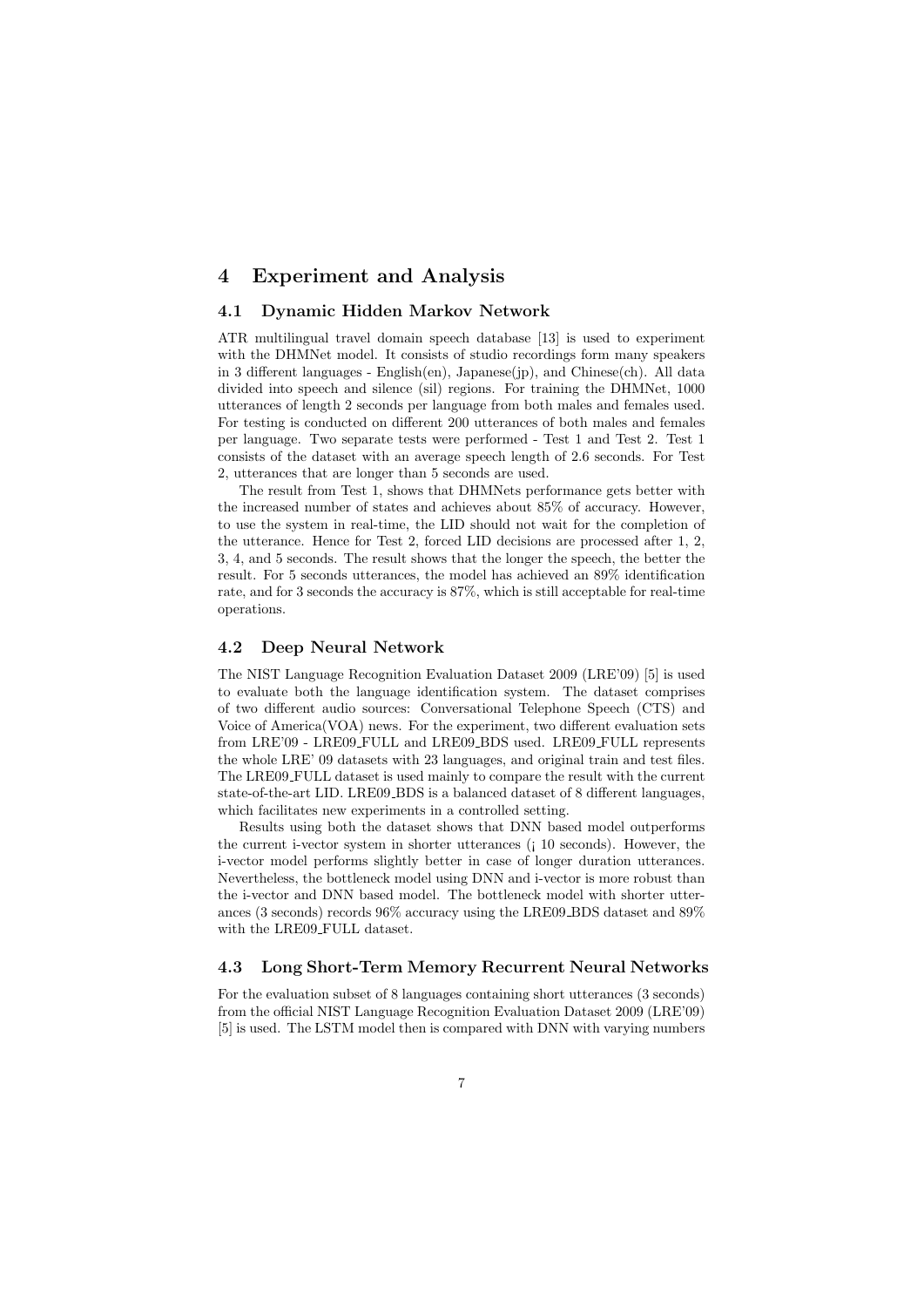## 4 Experiment and Analysis

### 4.1 Dynamic Hidden Markov Network

ATR multilingual travel domain speech database [13] is used to experiment with the DHMNet model. It consists of studio recordings form many speakers in 3 different languages - English(en), Japanese(jp), and Chinese(ch). All data divided into speech and silence (sil) regions. For training the DHMNet, 1000 utterances of length 2 seconds per language from both males and females used. For testing is conducted on different 200 utterances of both males and females per language. Two separate tests were performed - Test 1 and Test 2. Test 1 consists of the dataset with an average speech length of 2.6 seconds. For Test 2, utterances that are longer than 5 seconds are used.

The result from Test 1, shows that DHMNets performance gets better with the increased number of states and achieves about 85% of accuracy. However, to use the system in real-time, the LID should not wait for the completion of the utterance. Hence for Test 2, forced LID decisions are processed after 1, 2, 3, 4, and 5 seconds. The result shows that the longer the speech, the better the result. For 5 seconds utterances, the model has achieved an 89% identification rate, and for 3 seconds the accuracy is 87%, which is still acceptable for real-time operations.

### 4.2 Deep Neural Network

The NIST Language Recognition Evaluation Dataset 2009 (LRE'09) [5] is used to evaluate both the language identification system. The dataset comprises of two different audio sources: Conversational Telephone Speech (CTS) and Voice of America(VOA) news. For the experiment, two different evaluation sets from LRE'09 - LRE09_FULL and LRE09_BDS used. LRE09_FULL represents the whole LRE' 09 datasets with 23 languages, and original train and test files. The LRE09_FULL dataset is used mainly to compare the result with the current state-of-the-art LID. LRE09_BDS is a balanced dataset of 8 different languages, which facilitates new experiments in a controlled setting.

Results using both the dataset shows that DNN based model outperforms the current i-vector system in shorter utterances (¡ 10 seconds). However, the i-vector model performs slightly better in case of longer duration utterances. Nevertheless, the bottleneck model using DNN and i-vector is more robust than the i-vector and DNN based model. The bottleneck model with shorter utterances (3 seconds) records 96% accuracy using the LRE09_BDS dataset and 89% with the LRE09_FULL dataset.

### 4.3 Long Short-Term Memory Recurrent Neural Networks

For the evaluation subset of 8 languages containing short utterances (3 seconds) from the official NIST Language Recognition Evaluation Dataset 2009 (LRE'09) [5] is used. The LSTM model then is compared with DNN with varying numbers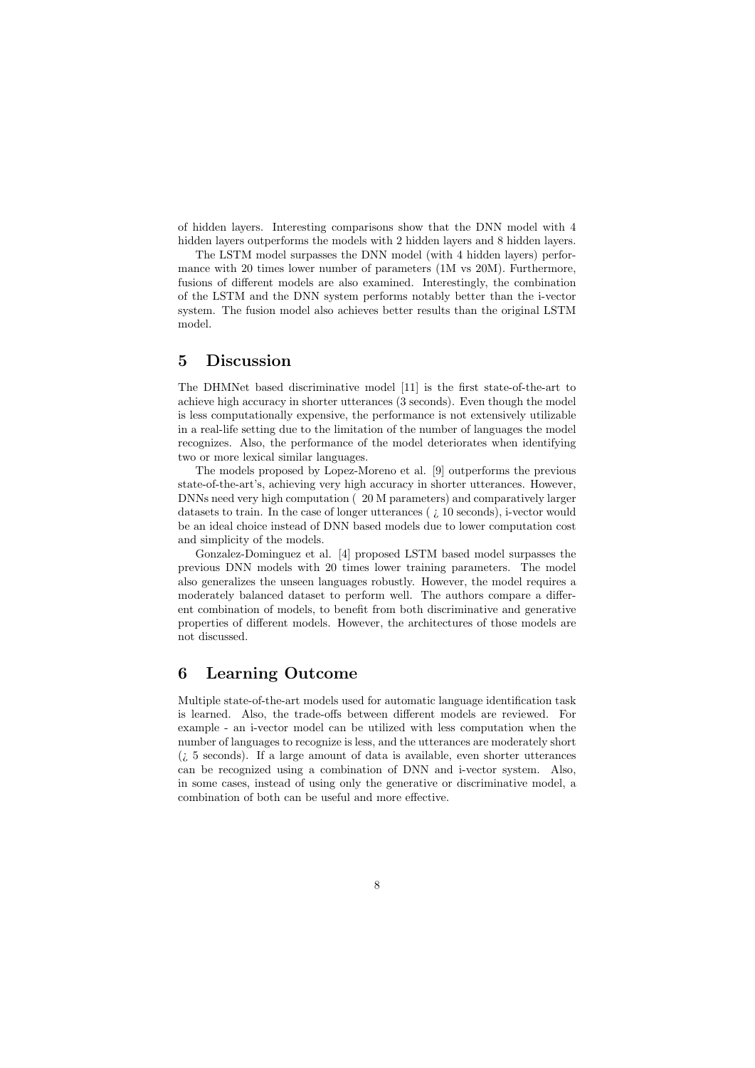of hidden layers. Interesting comparisons show that the DNN model with 4 hidden layers outperforms the models with 2 hidden layers and 8 hidden layers.

The LSTM model surpasses the DNN model (with 4 hidden layers) performance with 20 times lower number of parameters (1M vs 20M). Furthermore, fusions of different models are also examined. Interestingly, the combination of the LSTM and the DNN system performs notably better than the i-vector system. The fusion model also achieves better results than the original LSTM model.

## 5 Discussion

The DHMNet based discriminative model [11] is the first state-of-the-art to achieve high accuracy in shorter utterances (3 seconds). Even though the model is less computationally expensive, the performance is not extensively utilizable in a real-life setting due to the limitation of the number of languages the model recognizes. Also, the performance of the model deteriorates when identifying two or more lexical similar languages.

The models proposed by Lopez-Moreno et al. [9] outperforms the previous state-of-the-art's, achieving very high accuracy in shorter utterances. However, DNNs need very high computation ( 20 M parameters) and comparatively larger datasets to train. In the case of longer utterances ( ¿ 10 seconds), i-vector would be an ideal choice instead of DNN based models due to lower computation cost and simplicity of the models.

Gonzalez-Dominguez et al. [4] proposed LSTM based model surpasses the previous DNN models with 20 times lower training parameters. The model also generalizes the unseen languages robustly. However, the model requires a moderately balanced dataset to perform well. The authors compare a different combination of models, to benefit from both discriminative and generative properties of different models. However, the architectures of those models are not discussed.

## 6 Learning Outcome

Multiple state-of-the-art models used for automatic language identification task is learned. Also, the trade-offs between different models are reviewed. For example - an i-vector model can be utilized with less computation when the number of languages to recognize is less, and the utterances are moderately short (¿ 5 seconds). If a large amount of data is available, even shorter utterances can be recognized using a combination of DNN and i-vector system. Also, in some cases, instead of using only the generative or discriminative model, a combination of both can be useful and more effective.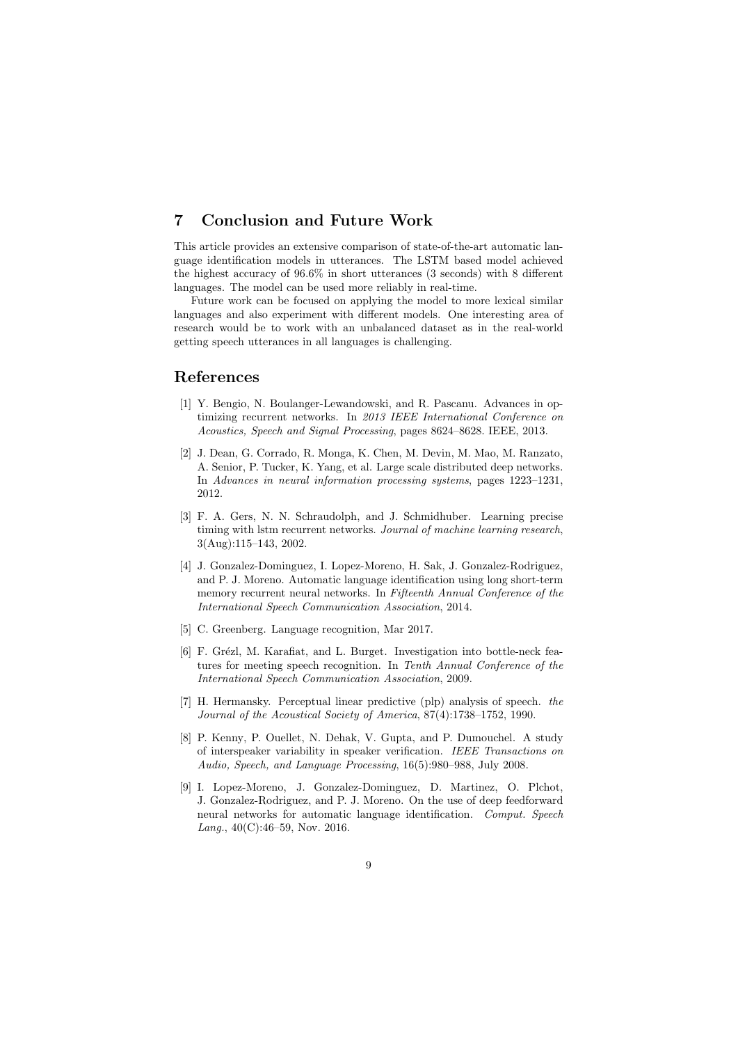## 7 Conclusion and Future Work

This article provides an extensive comparison of state-of-the-art automatic language identification models in utterances. The LSTM based model achieved the highest accuracy of 96.6% in short utterances (3 seconds) with 8 different languages. The model can be used more reliably in real-time.

Future work can be focused on applying the model to more lexical similar languages and also experiment with different models. One interesting area of research would be to work with an unbalanced dataset as in the real-world getting speech utterances in all languages is challenging.

## References

[1] Y. Bengio, N. Boulanger-Lewandowski, and R. Pascanu. Advances in optimizing recurrent networks. In *2013 IEEE International Conference on Acoustics, Speech and Signal Processing*, pages 8624–8628. IEEE, 2013.

[2] J. Dean, G. Corrado, R. Monga, K. Chen, M. Devin, M. Mao, M. Ranzato, A. Senior, P. Tucker, K. Yang, et al. Large scale distributed deep networks. In *Advances in neural information processing systems*, pages 1223–1231, 2012.

[3] F. A. Gers, N. N. Schraudolph, and J. Schmidhuber. Learning precise timing with lstm recurrent networks. *Journal of machine learning research*, 3(Aug):115–143, 2002.

[4] J. Gonzalez-Dominguez, I. Lopez-Moreno, H. Sak, J. Gonzalez-Rodriguez, and P. J. Moreno. Automatic language identification using long short-term memory recurrent neural networks. In *Fifteenth Annual Conference of the International Speech Communication Association*, 2014.

[5] C. Greenberg. Language recognition, Mar 2017.

[6] F. Grézl, M. Karafiat, and L. Burget. Investigation into bottle-neck features for meeting speech recognition. In *Tenth Annual Conference of the International Speech Communication Association*, 2009.

[7] H. Hermansky. Perceptual linear predictive (plp) analysis of speech. *the Journal of the Acoustical Society of America*, 87(4):1738–1752, 1990.

[8] P. Kenny, P. Ouellet, N. Dehak, V. Gupta, and P. Dumouchel. A study of interspeaker variability in speaker verification. *IEEE Transactions on Audio, Speech, and Language Processing*, 16(5):980–988, July 2008.

[9] I. Lopez-Moreno, J. Gonzalez-Dominguez, D. Martinez, O. Plchot, J. Gonzalez-Rodriguez, and P. J. Moreno. On the use of deep feedforward neural networks for automatic language identification. *Comput. Speech Lang.*, 40(C):46–59, Nov. 2016.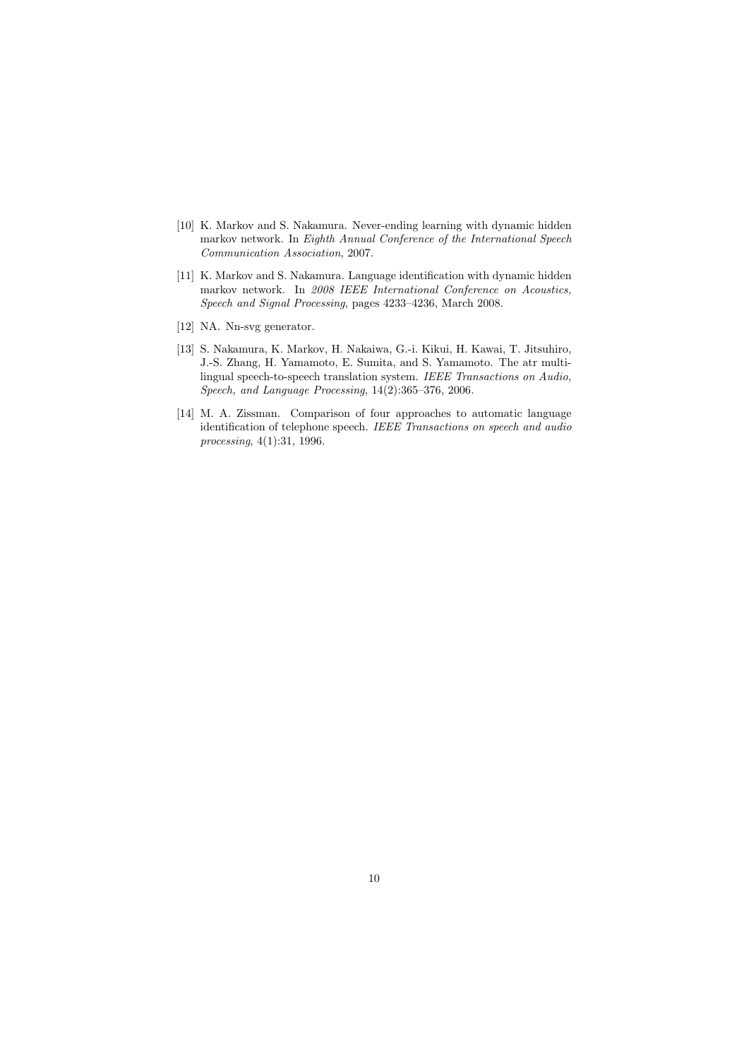[10] K. Markov and S. Nakamura. Never-ending learning with dynamic hidden markov network. In *Eighth Annual Conference of the International Speech Communication Association*, 2007.

[11] K. Markov and S. Nakamura. Language identification with dynamic hidden markov network. In *2008 IEEE International Conference on Acoustics, Speech and Signal Processing*, pages 4233–4236, March 2008.

[12] NA. Nn-svg generator.

[13] S. Nakamura, K. Markov, H. Nakaiwa, G.-i. Kikui, H. Kawai, T. Jitsuhiro, J.-S. Zhang, H. Yamamoto, E. Sumita, and S. Yamamoto. The atr multilingual speech-to-speech translation system. *IEEE Transactions on Audio, Speech, and Language Processing*, 14(2):365–376, 2006.

[14] M. A. Zissman. Comparison of four approaches to automatic language identification of telephone speech. *IEEE Transactions on speech and audio processing*, 4(1):31, 1996.